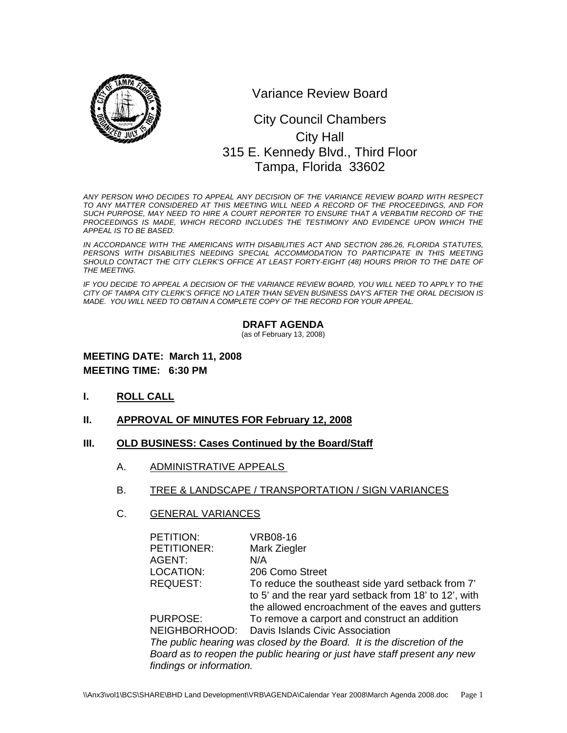# Variance Review Board

City Council Chambers
City Hall
315 E. Kennedy Blvd., Third Floor
Tampa, Florida 33602

*ANY PERSON WHO DECIDES TO APPEAL ANY DECISION OF THE VARIANCE REVIEW BOARD WITH RESPECT TO ANY MATTER CONSIDERED AT THIS MEETING WILL NEED A RECORD OF THE PROCEEDINGS, AND FOR SUCH PURPOSE, MAY NEED TO HIRE A COURT REPORTER TO ENSURE THAT A VERBATIM RECORD OF THE PROCEEDINGS IS MADE, WHICH RECORD INCLUDES THE TESTIMONY AND EVIDENCE UPON WHICH THE APPEAL IS TO BE BASED.*

*IN ACCORDANCE WITH THE AMERICANS WITH DISABILITIES ACT AND SECTION 286.26, FLORIDA STATUTES, PERSONS WITH DISABILITIES NEEDING SPECIAL ACCOMMODATION TO PARTICIPATE IN THIS MEETING SHOULD CONTACT THE CITY CLERK'S OFFICE AT LEAST FORTY-EIGHT (48) HOURS PRIOR TO THE DATE OF THE MEETING.*

*IF YOU DECIDE TO APPEAL A DECISION OF THE VARIANCE REVIEW BOARD, YOU WILL NEED TO APPLY TO THE CITY OF TAMPA CITY CLERK'S OFFICE NO LATER THAN SEVEN BUSINESS DAY'S AFTER THE ORAL DECISION IS MADE. YOU WILL NEED TO OBTAIN A COMPLETE COPY OF THE RECORD FOR YOUR APPEAL.*

**DRAFT AGENDA**
(as of February 13, 2008)

**MEETING DATE: March 11, 2008**
**MEETING TIME: 6:30 PM**

## I. ROLL CALL

## II. APPROVAL OF MINUTES FOR February 12, 2008

## III. OLD BUSINESS: Cases Continued by the Board/Staff

### A. ADMINISTRATIVE APPEALS

### B. TREE & LANDSCAPE / TRANSPORTATION / SIGN VARIANCES

### C. GENERAL VARIANCES

PETITION: VRB08-16
PETITIONER: Mark Ziegler
AGENT: N/A
LOCATION: 206 Como Street
REQUEST: To reduce the southeast side yard setback from 7' to 5' and the rear yard setback from 18' to 12', with the allowed encroachment of the eaves and gutters
PURPOSE: To remove a carport and construct an addition
NEIGHBORHOOD: Davis Islands Civic Association

*The public hearing was closed by the Board. It is the discretion of the Board as to reopen the public hearing or just have staff present any new findings or information.*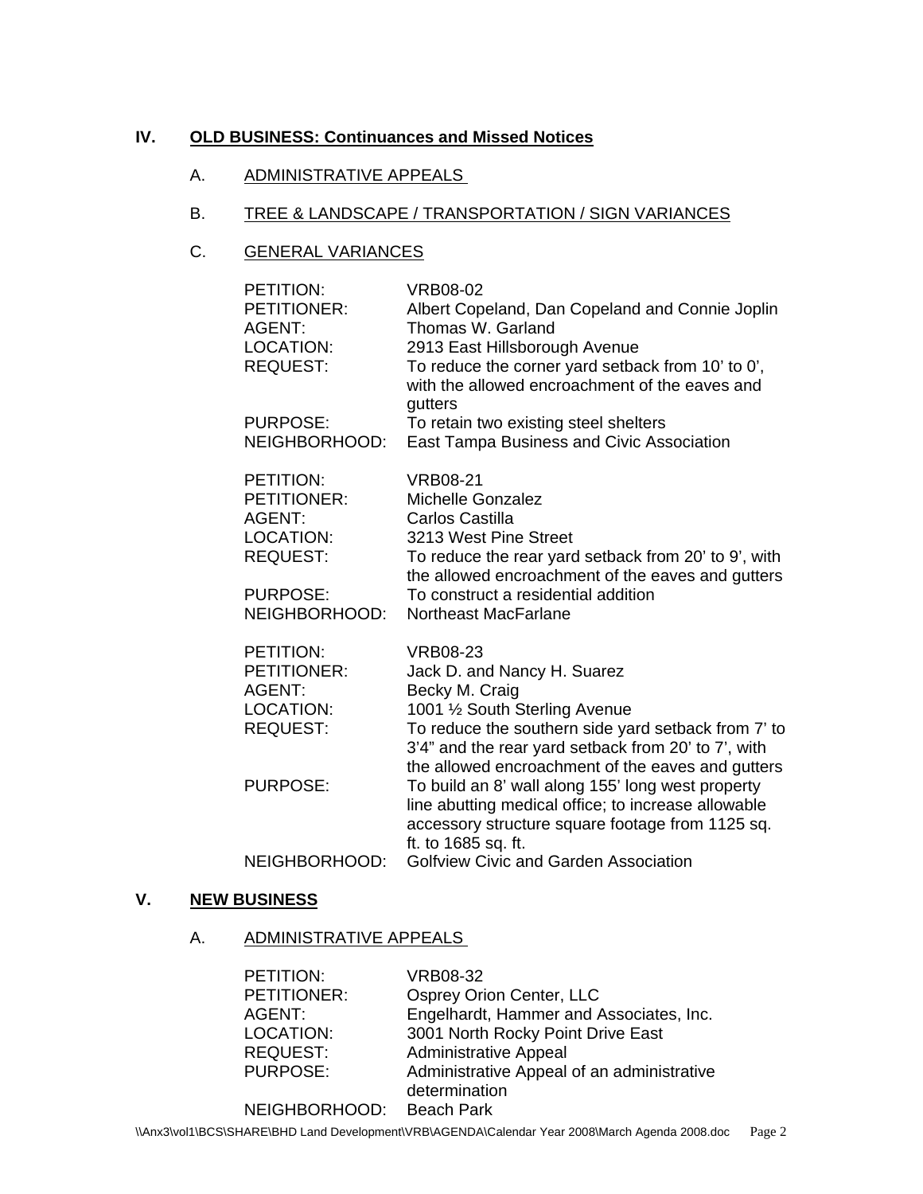## IV. OLD BUSINESS: Continuances and Missed Notices

### A. ADMINISTRATIVE APPEALS

### B. TREE & LANDSCAPE / TRANSPORTATION / SIGN VARIANCES

### C. GENERAL VARIANCES

| | |
|---|---|
| PETITION: | VRB08-02 |
| PETITIONER: | Albert Copeland, Dan Copeland and Connie Joplin |
| AGENT: | Thomas W. Garland |
| LOCATION: | 2913 East Hillsborough Avenue |
| REQUEST: | To reduce the corner yard setback from 10' to 0', with the allowed encroachment of the eaves and gutters |
| PURPOSE: | To retain two existing steel shelters |
| NEIGHBORHOOD: | East Tampa Business and Civic Association |

| | |
|---|---|
| PETITION: | VRB08-21 |
| PETITIONER: | Michelle Gonzalez |
| AGENT: | Carlos Castilla |
| LOCATION: | 3213 West Pine Street |
| REQUEST: | To reduce the rear yard setback from 20' to 9', with the allowed encroachment of the eaves and gutters |
| PURPOSE: | To construct a residential addition |
| NEIGHBORHOOD: | Northeast MacFarlane |

| | |
|---|---|
| PETITION: | VRB08-23 |
| PETITIONER: | Jack D. and Nancy H. Suarez |
| AGENT: | Becky M. Craig |
| LOCATION: | 1001 ½ South Sterling Avenue |
| REQUEST: | To reduce the southern side yard setback from 7' to 3'4" and the rear yard setback from 20' to 7', with the allowed encroachment of the eaves and gutters |
| PURPOSE: | To build an 8' wall along 155' long west property line abutting medical office; to increase allowable accessory structure square footage from 1125 sq. ft. to 1685 sq. ft. |
| NEIGHBORHOOD: | Golfview Civic and Garden Association |

## V. NEW BUSINESS

### A. ADMINISTRATIVE APPEALS

| | |
|---|---|
| PETITION: | VRB08-32 |
| PETITIONER: | Osprey Orion Center, LLC |
| AGENT: | Engelhardt, Hammer and Associates, Inc. |
| LOCATION: | 3001 North Rocky Point Drive East |
| REQUEST: | Administrative Appeal |
| PURPOSE: | Administrative Appeal of an administrative determination |
| NEIGHBORHOOD: | Beach Park |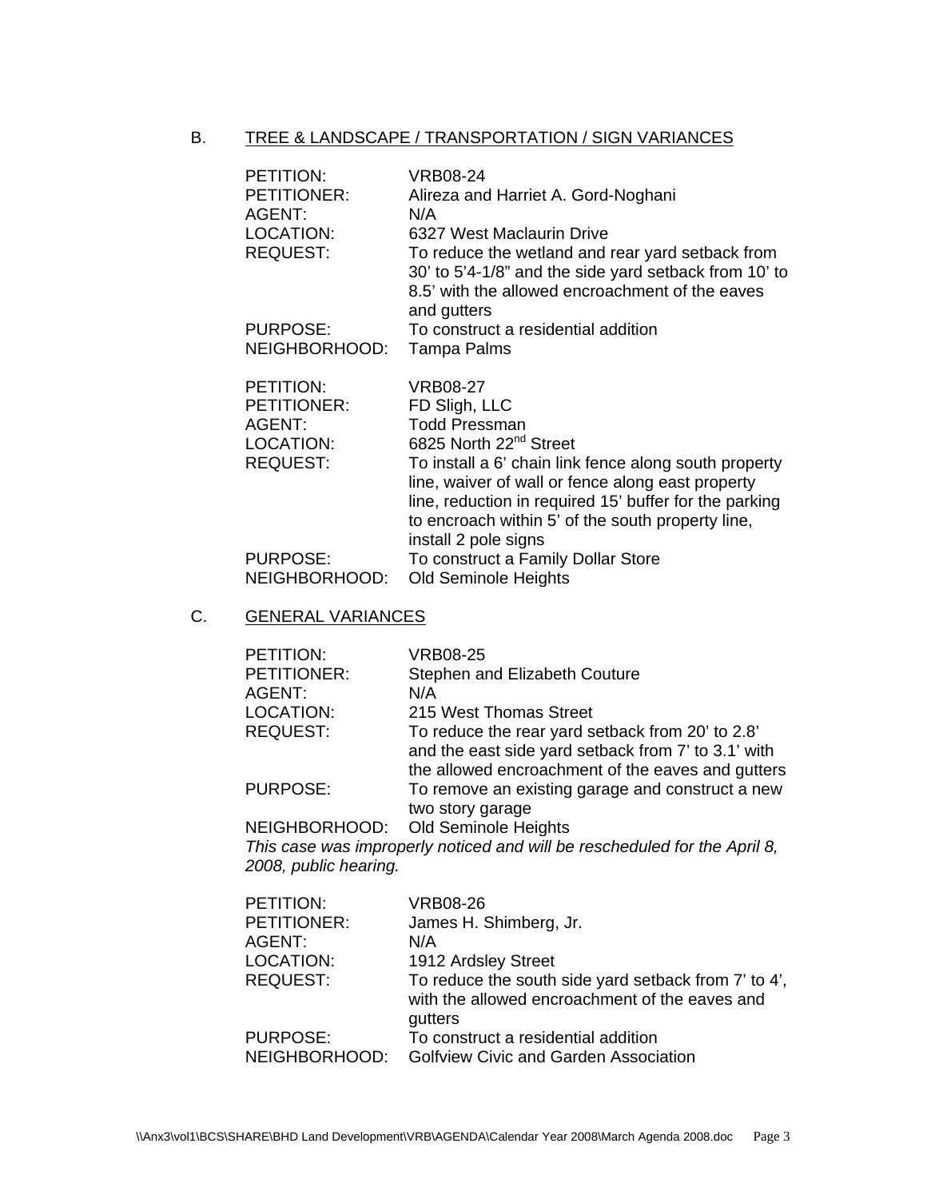B. <u>TREE & LANDSCAPE / TRANSPORTATION / SIGN VARIANCES</u>

| | |
|---|---|
| PETITION: | VRB08-24 |
| PETITIONER: | Alireza and Harriet A. Gord-Noghani |
| AGENT: | N/A |
| LOCATION: | 6327 West Maclaurin Drive |
| REQUEST: | To reduce the wetland and rear yard setback from 30' to 5'4-1/8" and the side yard setback from 10' to 8.5' with the allowed encroachment of the eaves and gutters |
| PURPOSE: | To construct a residential addition |
| NEIGHBORHOOD: | Tampa Palms |

| | |
|---|---|
| PETITION: | VRB08-27 |
| PETITIONER: | FD Sligh, LLC |
| AGENT: | Todd Pressman |
| LOCATION: | 6825 North 22nd Street |
| REQUEST: | To install a 6' chain link fence along south property line, waiver of wall or fence along east property line, reduction in required 15' buffer for the parking to encroach within 5' of the south property line, install 2 pole signs |
| PURPOSE: | To construct a Family Dollar Store |
| NEIGHBORHOOD: | Old Seminole Heights |

C. <u>GENERAL VARIANCES</u>

| | |
|---|---|
| PETITION: | VRB08-25 |
| PETITIONER: | Stephen and Elizabeth Couture |
| AGENT: | N/A |
| LOCATION: | 215 West Thomas Street |
| REQUEST: | To reduce the rear yard setback from 20' to 2.8' and the east side yard setback from 7' to 3.1' with the allowed encroachment of the eaves and gutters |
| PURPOSE: | To remove an existing garage and construct a new two story garage |
| NEIGHBORHOOD: | Old Seminole Heights |

*This case was improperly noticed and will be rescheduled for the April 8, 2008, public hearing.*

| | |
|---|---|
| PETITION: | VRB08-26 |
| PETITIONER: | James H. Shimberg, Jr. |
| AGENT: | N/A |
| LOCATION: | 1912 Ardsley Street |
| REQUEST: | To reduce the south side yard setback from 7' to 4', with the allowed encroachment of the eaves and gutters |
| PURPOSE: | To construct a residential addition |
| NEIGHBORHOOD: | Golfview Civic and Garden Association |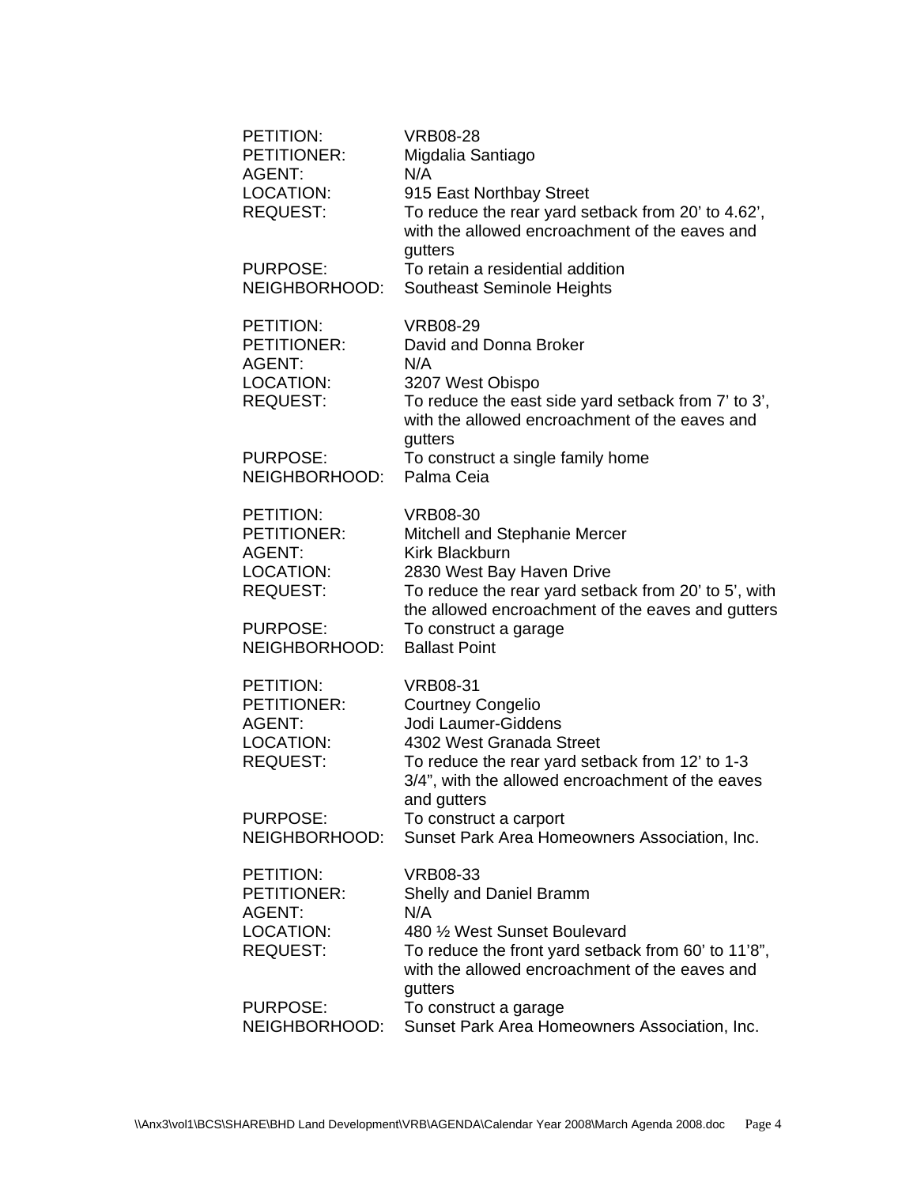| | |
|---|---|
| PETITION: | VRB08-28 |
| PETITIONER: | Migdalia Santiago |
| AGENT: | N/A |
| LOCATION: | 915 East Northbay Street |
| REQUEST: | To reduce the rear yard setback from 20’ to 4.62’, with the allowed encroachment of the eaves and gutters |
| PURPOSE: | To retain a residential addition |
| NEIGHBORHOOD: | Southeast Seminole Heights |

| | |
|---|---|
| PETITION: | VRB08-29 |
| PETITIONER: | David and Donna Broker |
| AGENT: | N/A |
| LOCATION: | 3207 West Obispo |
| REQUEST: | To reduce the east side yard setback from 7’ to 3’, with the allowed encroachment of the eaves and gutters |
| PURPOSE: | To construct a single family home |
| NEIGHBORHOOD: | Palma Ceia |

| | |
|---|---|
| PETITION: | VRB08-30 |
| PETITIONER: | Mitchell and Stephanie Mercer |
| AGENT: | Kirk Blackburn |
| LOCATION: | 2830 West Bay Haven Drive |
| REQUEST: | To reduce the rear yard setback from 20’ to 5’, with the allowed encroachment of the eaves and gutters |
| PURPOSE: | To construct a garage |
| NEIGHBORHOOD: | Ballast Point |

| | |
|---|---|
| PETITION: | VRB08-31 |
| PETITIONER: | Courtney Congelio |
| AGENT: | Jodi Laumer-Giddens |
| LOCATION: | 4302 West Granada Street |
| REQUEST: | To reduce the rear yard setback from 12’ to 1-3 3/4”, with the allowed encroachment of the eaves and gutters |
| PURPOSE: | To construct a carport |
| NEIGHBORHOOD: | Sunset Park Area Homeowners Association, Inc. |

| | |
|---|---|
| PETITION: | VRB08-33 |
| PETITIONER: | Shelly and Daniel Bramm |
| AGENT: | N/A |
| LOCATION: | 480 ½ West Sunset Boulevard |
| REQUEST: | To reduce the front yard setback from 60’ to 11’8”, with the allowed encroachment of the eaves and gutters |
| PURPOSE: | To construct a garage |
| NEIGHBORHOOD: | Sunset Park Area Homeowners Association, Inc. |